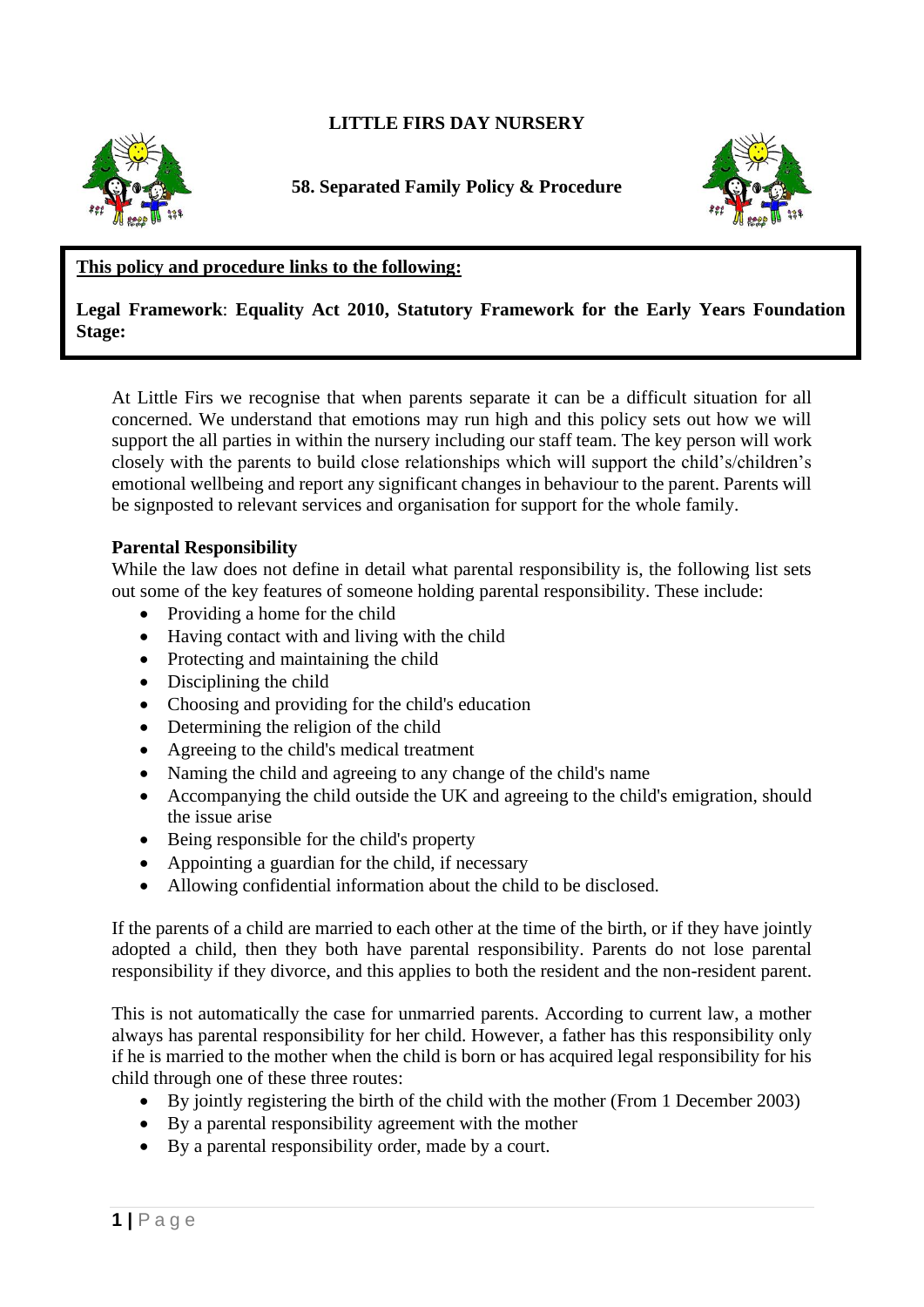# LITTLE FIRS DAY NURSERY

## 58. Separated Family Policy & Procedure

**This policy and procedure links to the following:**

**Legal Framework**: **Equality Act 2010, Statutory Framework for the Early Years Foundation Stage:**

At Little Firs we recognise that when parents separate it can be a difficult situation for all concerned. We understand that emotions may run high and this policy sets out how we will support the all parties in within the nursery including our staff team. The key person will work closely with the parents to build close relationships which will support the child's/children's emotional wellbeing and report any significant changes in behaviour to the parent. Parents will be signposted to relevant services and organisation for support for the whole family.

**Parental Responsibility**

While the law does not define in detail what parental responsibility is, the following list sets out some of the key features of someone holding parental responsibility. These include:

- Providing a home for the child
- Having contact with and living with the child
- Protecting and maintaining the child
- Disciplining the child
- Choosing and providing for the child's education
- Determining the religion of the child
- Agreeing to the child's medical treatment
- Naming the child and agreeing to any change of the child's name
- Accompanying the child outside the UK and agreeing to the child's emigration, should the issue arise
- Being responsible for the child's property
- Appointing a guardian for the child, if necessary
- Allowing confidential information about the child to be disclosed.

If the parents of a child are married to each other at the time of the birth, or if they have jointly adopted a child, then they both have parental responsibility. Parents do not lose parental responsibility if they divorce, and this applies to both the resident and the non-resident parent.

This is not automatically the case for unmarried parents. According to current law, a mother always has parental responsibility for her child. However, a father has this responsibility only if he is married to the mother when the child is born or has acquired legal responsibility for his child through one of these three routes:

- By jointly registering the birth of the child with the mother (From 1 December 2003)
- By a parental responsibility agreement with the mother
- By a parental responsibility order, made by a court.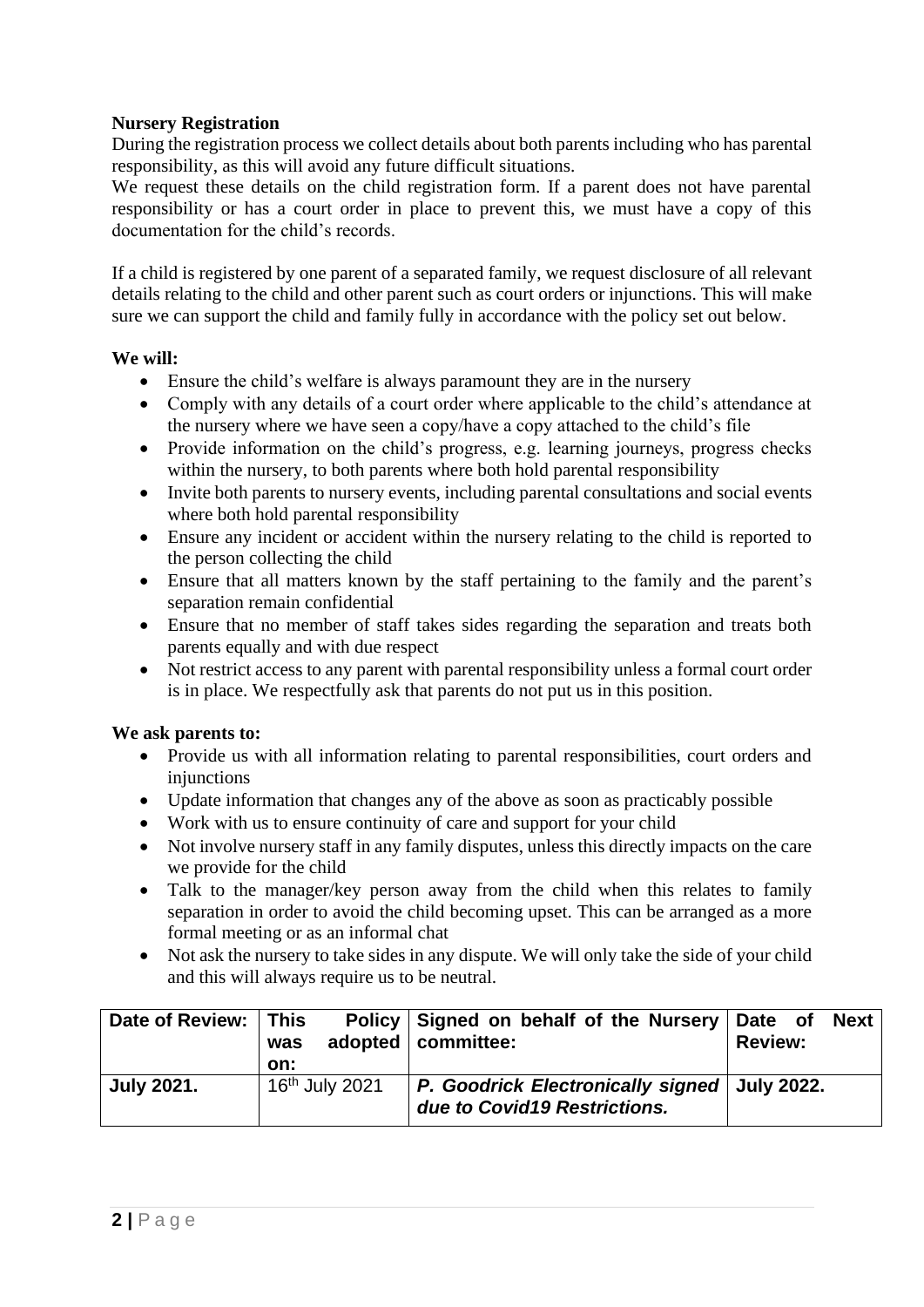**Nursery Registration**

During the registration process we collect details about both parents including who has parental responsibility, as this will avoid any future difficult situations.

We request these details on the child registration form. If a parent does not have parental responsibility or has a court order in place to prevent this, we must have a copy of this documentation for the child's records.

If a child is registered by one parent of a separated family, we request disclosure of all relevant details relating to the child and other parent such as court orders or injunctions. This will make sure we can support the child and family fully in accordance with the policy set out below.

**We will:**

- Ensure the child's welfare is always paramount they are in the nursery
- Comply with any details of a court order where applicable to the child's attendance at the nursery where we have seen a copy/have a copy attached to the child's file
- Provide information on the child's progress, e.g. learning journeys, progress checks within the nursery, to both parents where both hold parental responsibility
- Invite both parents to nursery events, including parental consultations and social events where both hold parental responsibility
- Ensure any incident or accident within the nursery relating to the child is reported to the person collecting the child
- Ensure that all matters known by the staff pertaining to the family and the parent's separation remain confidential
- Ensure that no member of staff takes sides regarding the separation and treats both parents equally and with due respect
- Not restrict access to any parent with parental responsibility unless a formal court order is in place. We respectfully ask that parents do not put us in this position.

**We ask parents to:**

- Provide us with all information relating to parental responsibilities, court orders and injunctions
- Update information that changes any of the above as soon as practicably possible
- Work with us to ensure continuity of care and support for your child
- Not involve nursery staff in any family disputes, unless this directly impacts on the care we provide for the child
- Talk to the manager/key person away from the child when this relates to family separation in order to avoid the child becoming upset. This can be arranged as a more formal meeting or as an informal chat
- Not ask the nursery to take sides in any dispute. We will only take the side of your child and this will always require us to be neutral.

| Date of Review: | This Policy was adopted on: | Signed on behalf of the Nursery committee: | Date of Next Review: |
|---|---|---|---|
| **July 2021.** | 16th July 2021 | ***P. Goodrick Electronically signed due to Covid19 Restrictions.*** | **July 2022.** |